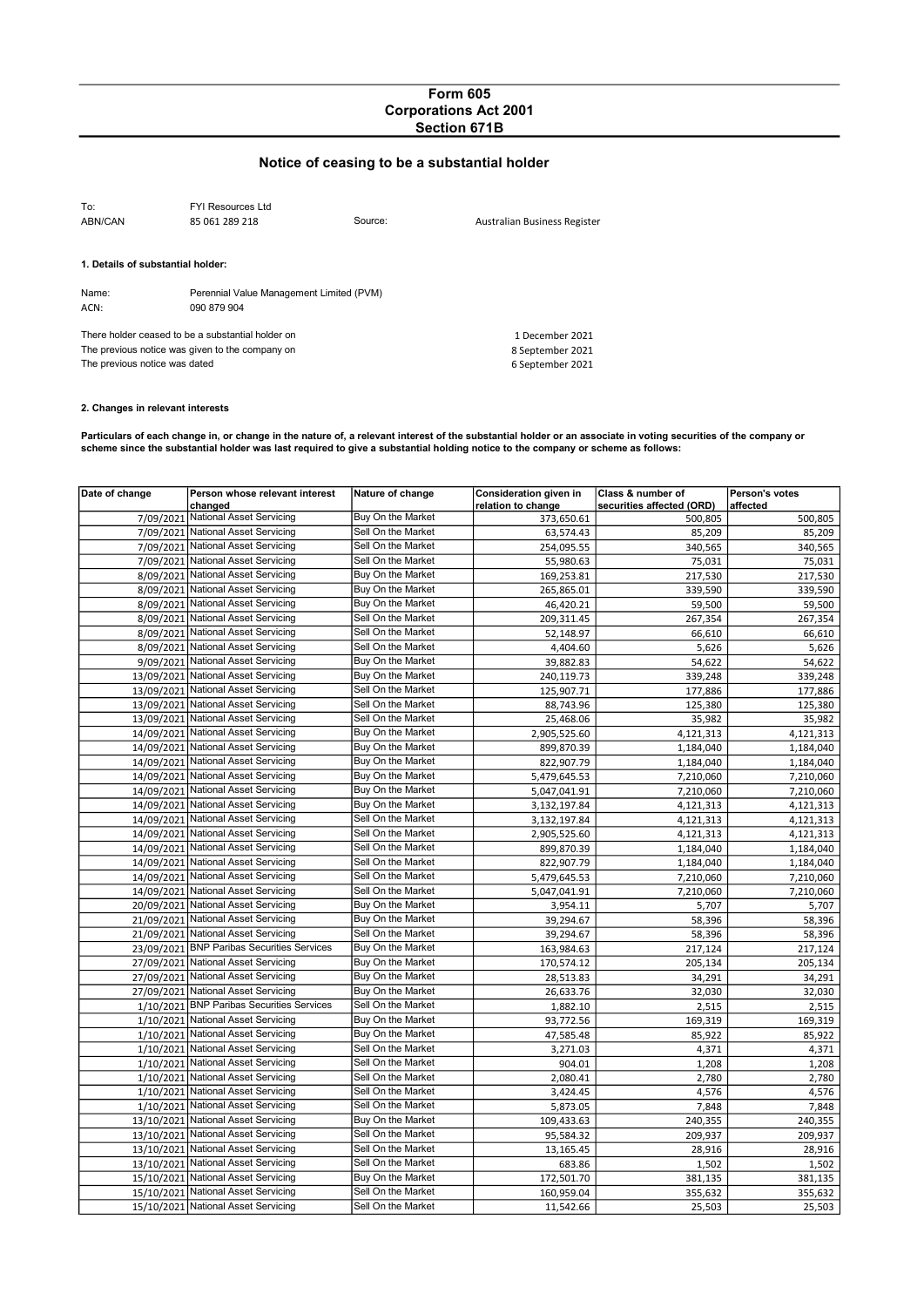# Form 605
# Corporations Act 2001
# Section 671B

## Notice of ceasing to be a substantial holder

To: FYI Resources Ltd
ABN/CAN: 85 061 289 218 Source: Australian Business Register

**1. Details of substantial holder:**

Name: Perennial Value Management Limited (PVM)
ACN: 090 879 904

There holder ceased to be a substantial holder on 1 December 2021
The previous notice was given to the company on 8 September 2021
The previous notice was dated 6 September 2021

**2. Changes in relevant interests**

**Particulars of each change in, or change in the nature of, a relevant interest of the substantial holder or an associate in voting securities of the company or scheme since the substantial holder was last required to give a substantial holding notice to the company or scheme as follows:**

| Date of change | Person whose relevant interest changed | Nature of change | Consideration given in relation to change | Class & number of securities affected (ORD) | Person's votes affected |
|---|---|---|---|---|---|
| 7/09/2021 | National Asset Servicing | Buy On the Market | 373,650.61 | 500,805 | 500,805 |
| 7/09/2021 | National Asset Servicing | Sell On the Market | 63,574.43 | 85,209 | 85,209 |
| 7/09/2021 | National Asset Servicing | Sell On the Market | 254,095.55 | 340,565 | 340,565 |
| 7/09/2021 | National Asset Servicing | Sell On the Market | 55,980.63 | 75,031 | 75,031 |
| 8/09/2021 | National Asset Servicing | Buy On the Market | 169,253.81 | 217,530 | 217,530 |
| 8/09/2021 | National Asset Servicing | Buy On the Market | 265,865.01 | 339,590 | 339,590 |
| 8/09/2021 | National Asset Servicing | Buy On the Market | 46,420.21 | 59,500 | 59,500 |
| 8/09/2021 | National Asset Servicing | Sell On the Market | 209,311.45 | 267,354 | 267,354 |
| 8/09/2021 | National Asset Servicing | Sell On the Market | 52,148.97 | 66,610 | 66,610 |
| 8/09/2021 | National Asset Servicing | Sell On the Market | 4,404.60 | 5,626 | 5,626 |
| 9/09/2021 | National Asset Servicing | Buy On the Market | 39,882.83 | 54,622 | 54,622 |
| 13/09/2021 | National Asset Servicing | Buy On the Market | 240,119.73 | 339,248 | 339,248 |
| 13/09/2021 | National Asset Servicing | Sell On the Market | 125,907.71 | 177,886 | 177,886 |
| 13/09/2021 | National Asset Servicing | Sell On the Market | 88,743.96 | 125,380 | 125,380 |
| 13/09/2021 | National Asset Servicing | Sell On the Market | 25,468.06 | 35,982 | 35,982 |
| 14/09/2021 | National Asset Servicing | Buy On the Market | 2,905,525.60 | 4,121,313 | 4,121,313 |
| 14/09/2021 | National Asset Servicing | Buy On the Market | 899,870.39 | 1,184,040 | 1,184,040 |
| 14/09/2021 | National Asset Servicing | Buy On the Market | 822,907.79 | 1,184,040 | 1,184,040 |
| 14/09/2021 | National Asset Servicing | Buy On the Market | 5,479,645.53 | 7,210,060 | 7,210,060 |
| 14/09/2021 | National Asset Servicing | Buy On the Market | 5,047,041.91 | 7,210,060 | 7,210,060 |
| 14/09/2021 | National Asset Servicing | Buy On the Market | 3,132,197.84 | 4,121,313 | 4,121,313 |
| 14/09/2021 | National Asset Servicing | Sell On the Market | 3,132,197.84 | 4,121,313 | 4,121,313 |
| 14/09/2021 | National Asset Servicing | Sell On the Market | 2,905,525.60 | 4,121,313 | 4,121,313 |
| 14/09/2021 | National Asset Servicing | Sell On the Market | 899,870.39 | 1,184,040 | 1,184,040 |
| 14/09/2021 | National Asset Servicing | Sell On the Market | 822,907.79 | 1,184,040 | 1,184,040 |
| 14/09/2021 | National Asset Servicing | Sell On the Market | 5,479,645.53 | 7,210,060 | 7,210,060 |
| 14/09/2021 | National Asset Servicing | Sell On the Market | 5,047,041.91 | 7,210,060 | 7,210,060 |
| 20/09/2021 | National Asset Servicing | Buy On the Market | 3,954.11 | 5,707 | 5,707 |
| 21/09/2021 | National Asset Servicing | Buy On the Market | 39,294.67 | 58,396 | 58,396 |
| 21/09/2021 | National Asset Servicing | Sell On the Market | 39,294.67 | 58,396 | 58,396 |
| 23/09/2021 | BNP Paribas Securities Services | Buy On the Market | 163,984.63 | 217,124 | 217,124 |
| 27/09/2021 | National Asset Servicing | Buy On the Market | 170,574.12 | 205,134 | 205,134 |
| 27/09/2021 | National Asset Servicing | Buy On the Market | 28,513.83 | 34,291 | 34,291 |
| 27/09/2021 | National Asset Servicing | Buy On the Market | 26,633.76 | 32,030 | 32,030 |
| 1/10/2021 | BNP Paribas Securities Services | Sell On the Market | 1,882.10 | 2,515 | 2,515 |
| 1/10/2021 | National Asset Servicing | Buy On the Market | 93,772.56 | 169,319 | 169,319 |
| 1/10/2021 | National Asset Servicing | Buy On the Market | 47,585.48 | 85,922 | 85,922 |
| 1/10/2021 | National Asset Servicing | Sell On the Market | 3,271.03 | 4,371 | 4,371 |
| 1/10/2021 | National Asset Servicing | Sell On the Market | 904.01 | 1,208 | 1,208 |
| 1/10/2021 | National Asset Servicing | Sell On the Market | 2,080.41 | 2,780 | 2,780 |
| 1/10/2021 | National Asset Servicing | Sell On the Market | 3,424.45 | 4,576 | 4,576 |
| 1/10/2021 | National Asset Servicing | Sell On the Market | 5,873.05 | 7,848 | 7,848 |
| 13/10/2021 | National Asset Servicing | Buy On the Market | 109,433.63 | 240,355 | 240,355 |
| 13/10/2021 | National Asset Servicing | Sell On the Market | 95,584.32 | 209,937 | 209,937 |
| 13/10/2021 | National Asset Servicing | Sell On the Market | 13,165.45 | 28,916 | 28,916 |
| 13/10/2021 | National Asset Servicing | Sell On the Market | 683.86 | 1,502 | 1,502 |
| 15/10/2021 | National Asset Servicing | Buy On the Market | 172,501.70 | 381,135 | 381,135 |
| 15/10/2021 | National Asset Servicing | Sell On the Market | 160,959.04 | 355,632 | 355,632 |
| 15/10/2021 | National Asset Servicing | Sell On the Market | 11,542.66 | 25,503 | 25,503 |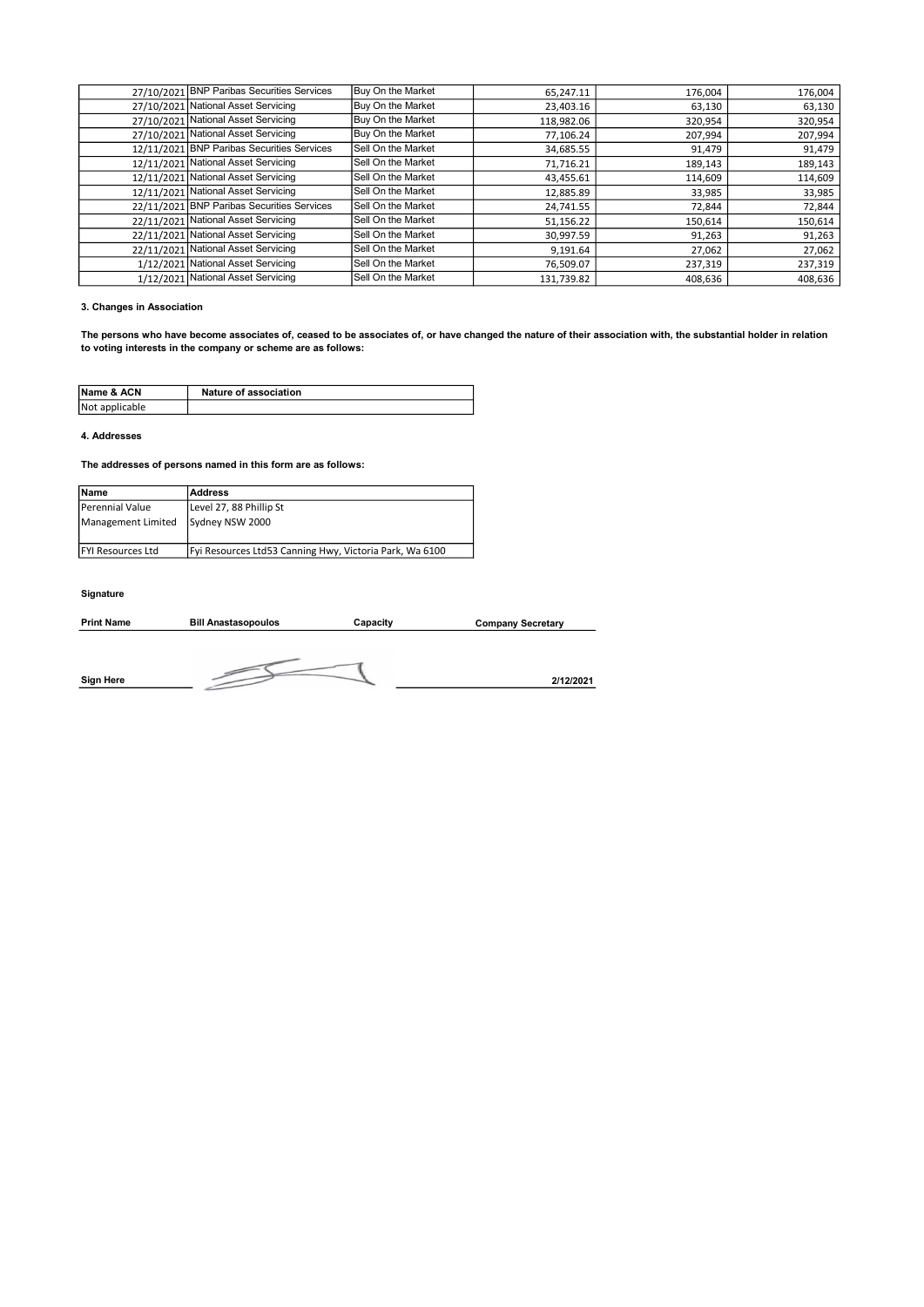| | | | | | |
|---|---|---|---|---|---|
| 27/10/2021 | BNP Paribas Securities Services | Buy On the Market | 65,247.11 | 176,004 | 176,004 |
| 27/10/2021 | National Asset Servicing | Buy On the Market | 23,403.16 | 63,130 | 63,130 |
| 27/10/2021 | National Asset Servicing | Buy On the Market | 118,982.06 | 320,954 | 320,954 |
| 27/10/2021 | National Asset Servicing | Buy On the Market | 77,106.24 | 207,994 | 207,994 |
| 12/11/2021 | BNP Paribas Securities Services | Sell On the Market | 34,685.55 | 91,479 | 91,479 |
| 12/11/2021 | National Asset Servicing | Sell On the Market | 71,716.21 | 189,143 | 189,143 |
| 12/11/2021 | National Asset Servicing | Sell On the Market | 43,455.61 | 114,609 | 114,609 |
| 12/11/2021 | National Asset Servicing | Sell On the Market | 12,885.89 | 33,985 | 33,985 |
| 22/11/2021 | BNP Paribas Securities Services | Sell On the Market | 24,741.55 | 72,844 | 72,844 |
| 22/11/2021 | National Asset Servicing | Sell On the Market | 51,156.22 | 150,614 | 150,614 |
| 22/11/2021 | National Asset Servicing | Sell On the Market | 30,997.59 | 91,263 | 91,263 |
| 22/11/2021 | National Asset Servicing | Sell On the Market | 9,191.64 | 27,062 | 27,062 |
| 1/12/2021 | National Asset Servicing | Sell On the Market | 76,509.07 | 237,319 | 237,319 |
| 1/12/2021 | National Asset Servicing | Sell On the Market | 131,739.82 | 408,636 | 408,636 |

**3. Changes in Association**

**The persons who have become associates of, ceased to be associates of, or have changed the nature of their association with, the substantial holder in relation to voting interests in the company or scheme are as follows:**

| Name & ACN | Nature of association |
|---|---|
| Not applicable | |

**4. Addresses**

**The addresses of persons named in this form are as follows:**

| Name | Address |
|---|---|
| Perennial Value Management Limited | Level 27, 88 Phillip St Sydney NSW 2000 |
| FYI Resources Ltd | Fyi Resources Ltd53 Canning Hwy, Victoria Park, Wa 6100 |

**Signature**

**Print Name** **Bill Anastasopoulos** **Capacity** **Company Secretary**

**Sign Here** **2/12/2021**